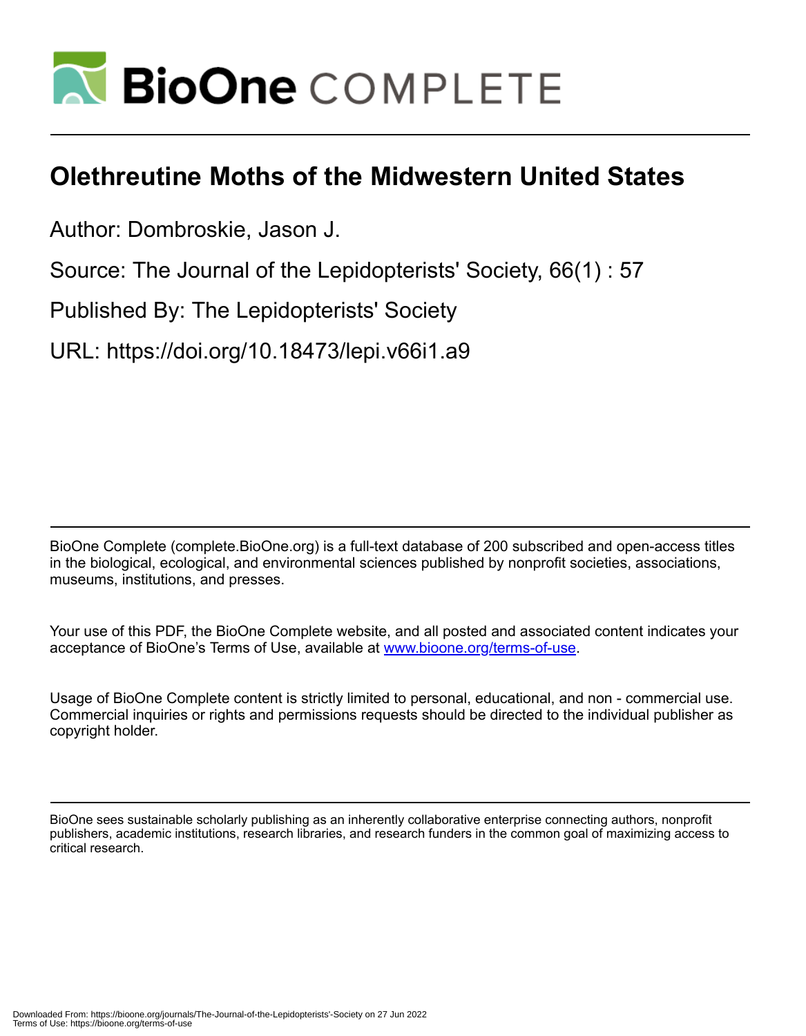BioOne COMPLETE

# Olethreutine Moths of the Midwestern United States

Author: Dombroskie, Jason J.

Source: The Journal of the Lepidopterists' Society, 66(1) : 57

Published By: The Lepidopterists' Society

URL: https://doi.org/10.18473/lepi.v66i1.a9

BioOne Complete (complete.BioOne.org) is a full-text database of 200 subscribed and open-access titles in the biological, ecological, and environmental sciences published by nonprofit societies, associations, museums, institutions, and presses.

Your use of this PDF, the BioOne Complete website, and all posted and associated content indicates your acceptance of BioOne's Terms of Use, available at www.bioone.org/terms-of-use.

Usage of BioOne Complete content is strictly limited to personal, educational, and non - commercial use. Commercial inquiries or rights and permissions requests should be directed to the individual publisher as copyright holder.

BioOne sees sustainable scholarly publishing as an inherently collaborative enterprise connecting authors, nonprofit publishers, academic institutions, research libraries, and research funders in the common goal of maximizing access to critical research.

Downloaded From: https://bioone.org/journals/The-Journal-of-the-Lepidopterists'-Society on 27 Jun 2022
Terms of Use: https://bioone.org/terms-of-use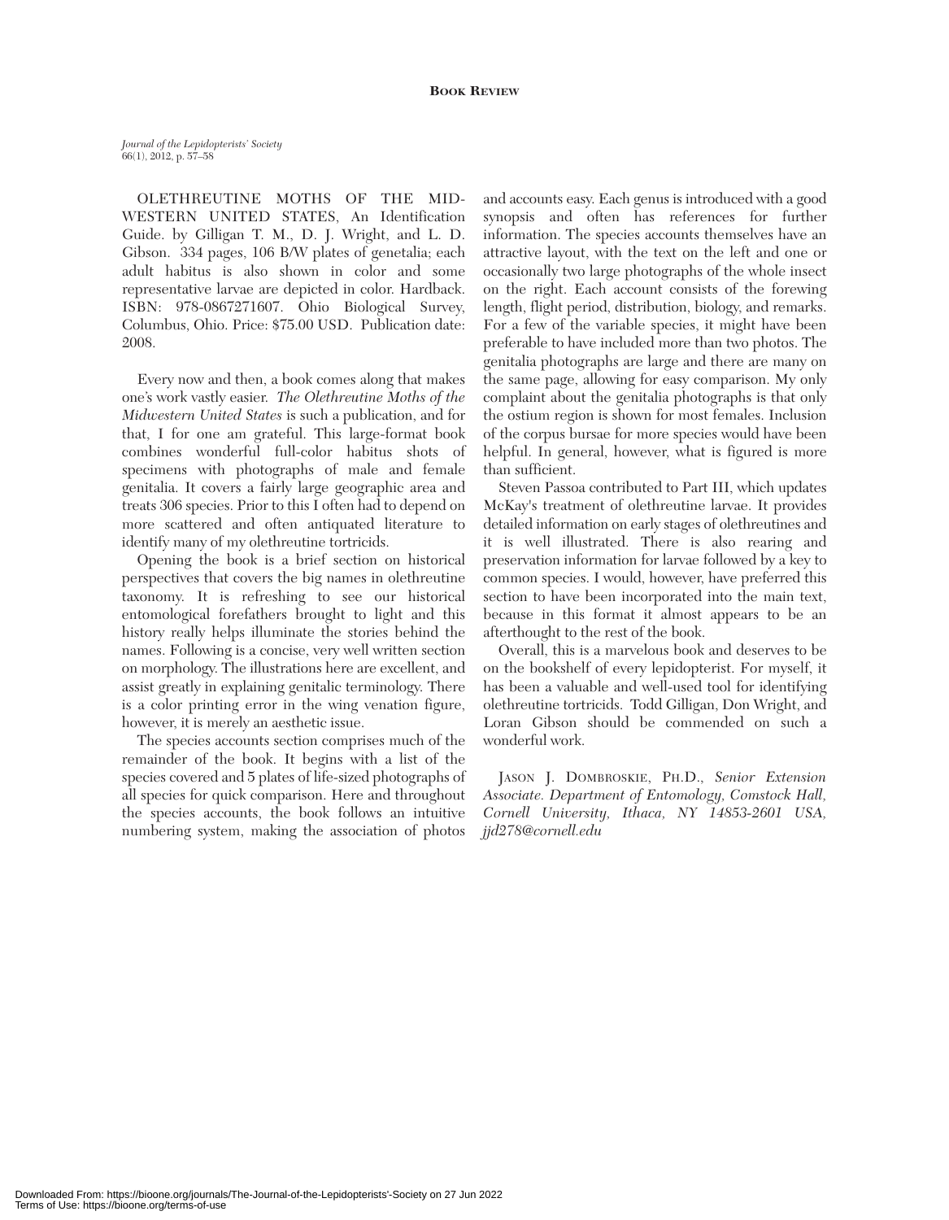## BOOK REVIEW

OLETHREUTINE MOTHS OF THE MIDWESTERN UNITED STATES, An Identification Guide. by Gilligan T. M., D. J. Wright, and L. D. Gibson. 334 pages, 106 B/W plates of genetalia; each adult habitus is also shown in color and some representative larvae are depicted in color. Hardback. ISBN: 978-0867271607. Ohio Biological Survey, Columbus, Ohio. Price: $75.00 USD. Publication date: 2008.

Every now and then, a book comes along that makes one's work vastly easier. *The Olethreutine Moths of the Midwestern United States* is such a publication, and for that, I for one am grateful. This large-format book combines wonderful full-color habitus shots of specimens with photographs of male and female genitalia. It covers a fairly large geographic area and treats 306 species. Prior to this I often had to depend on more scattered and often antiquated literature to identify many of my olethreutine tortricids.

Opening the book is a brief section on historical perspectives that covers the big names in olethreutine taxonomy. It is refreshing to see our historical entomological forefathers brought to light and this history really helps illuminate the stories behind the names. Following is a concise, very well written section on morphology. The illustrations here are excellent, and assist greatly in explaining genitalic terminology. There is a color printing error in the wing venation figure, however, it is merely an aesthetic issue.

The species accounts section comprises much of the remainder of the book. It begins with a list of the species covered and 5 plates of life-sized photographs of all species for quick comparison. Here and throughout the species accounts, the book follows an intuitive numbering system, making the association of photos and accounts easy. Each genus is introduced with a good synopsis and often has references for further information. The species accounts themselves have an attractive layout, with the text on the left and one or occasionally two large photographs of the whole insect on the right. Each account consists of the forewing length, flight period, distribution, biology, and remarks. For a few of the variable species, it might have been preferable to have included more than two photos. The genitalia photographs are large and there are many on the same page, allowing for easy comparison. My only complaint about the genitalia photographs is that only the ostium region is shown for most females. Inclusion of the corpus bursae for more species would have been helpful. In general, however, what is figured is more than sufficient.

Steven Passoa contributed to Part III, which updates McKay's treatment of olethreutine larvae. It provides detailed information on early stages of olethreutines and it is well illustrated. There is also rearing and preservation information for larvae followed by a key to common species. I would, however, have preferred this section to have been incorporated into the main text, because in this format it almost appears to be an afterthought to the rest of the book.

Overall, this is a marvelous book and deserves to be on the bookshelf of every lepidopterist. For myself, it has been a valuable and well-used tool for identifying olethreutine tortricids. Todd Gilligan, Don Wright, and Loran Gibson should be commended on such a wonderful work.

JASON J. DOMBROSKIE, PH.D., *Senior Extension Associate. Department of Entomology, Comstock Hall, Cornell University, Ithaca, NY 14853-2601 USA, jjd278@cornell.edu*